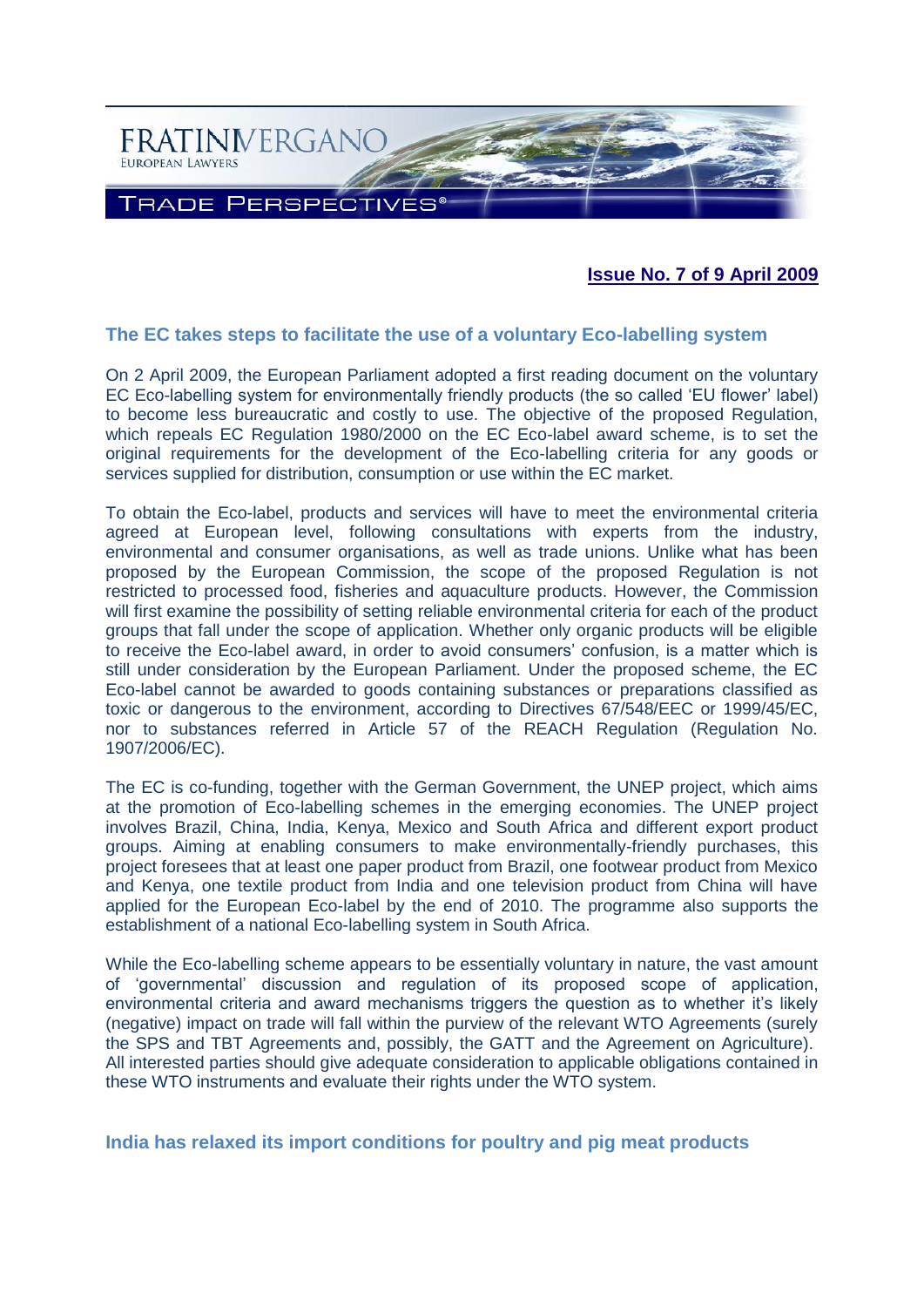FRATINIVERGANO
EUROPEAN LAWYERS

TRADE PERSPECTIVES®

**Issue No. 7 of 9 April 2009**

## The EC takes steps to facilitate the use of a voluntary Eco-labelling system

On 2 April 2009, the European Parliament adopted a first reading document on the voluntary EC Eco-labelling system for environmentally friendly products (the so called 'EU flower' label) to become less bureaucratic and costly to use. The objective of the proposed Regulation, which repeals EC Regulation 1980/2000 on the EC Eco-label award scheme, is to set the original requirements for the development of the Eco-labelling criteria for any goods or services supplied for distribution, consumption or use within the EC market.

To obtain the Eco-label, products and services will have to meet the environmental criteria agreed at European level, following consultations with experts from the industry, environmental and consumer organisations, as well as trade unions. Unlike what has been proposed by the European Commission, the scope of the proposed Regulation is not restricted to processed food, fisheries and aquaculture products. However, the Commission will first examine the possibility of setting reliable environmental criteria for each of the product groups that fall under the scope of application. Whether only organic products will be eligible to receive the Eco-label award, in order to avoid consumers' confusion, is a matter which is still under consideration by the European Parliament. Under the proposed scheme, the EC Eco-label cannot be awarded to goods containing substances or preparations classified as toxic or dangerous to the environment, according to Directives 67/548/EEC or 1999/45/EC, nor to substances referred in Article 57 of the REACH Regulation (Regulation No. 1907/2006/EC).

The EC is co-funding, together with the German Government, the UNEP project, which aims at the promotion of Eco-labelling schemes in the emerging economies. The UNEP project involves Brazil, China, India, Kenya, Mexico and South Africa and different export product groups. Aiming at enabling consumers to make environmentally-friendly purchases, this project foresees that at least one paper product from Brazil, one footwear product from Mexico and Kenya, one textile product from India and one television product from China will have applied for the European Eco-label by the end of 2010. The programme also supports the establishment of a national Eco-labelling system in South Africa.

While the Eco-labelling scheme appears to be essentially voluntary in nature, the vast amount of 'governmental' discussion and regulation of its proposed scope of application, environmental criteria and award mechanisms triggers the question as to whether it's likely (negative) impact on trade will fall within the purview of the relevant WTO Agreements (surely the SPS and TBT Agreements and, possibly, the GATT and the Agreement on Agriculture). All interested parties should give adequate consideration to applicable obligations contained in these WTO instruments and evaluate their rights under the WTO system.

## India has relaxed its import conditions for poultry and pig meat products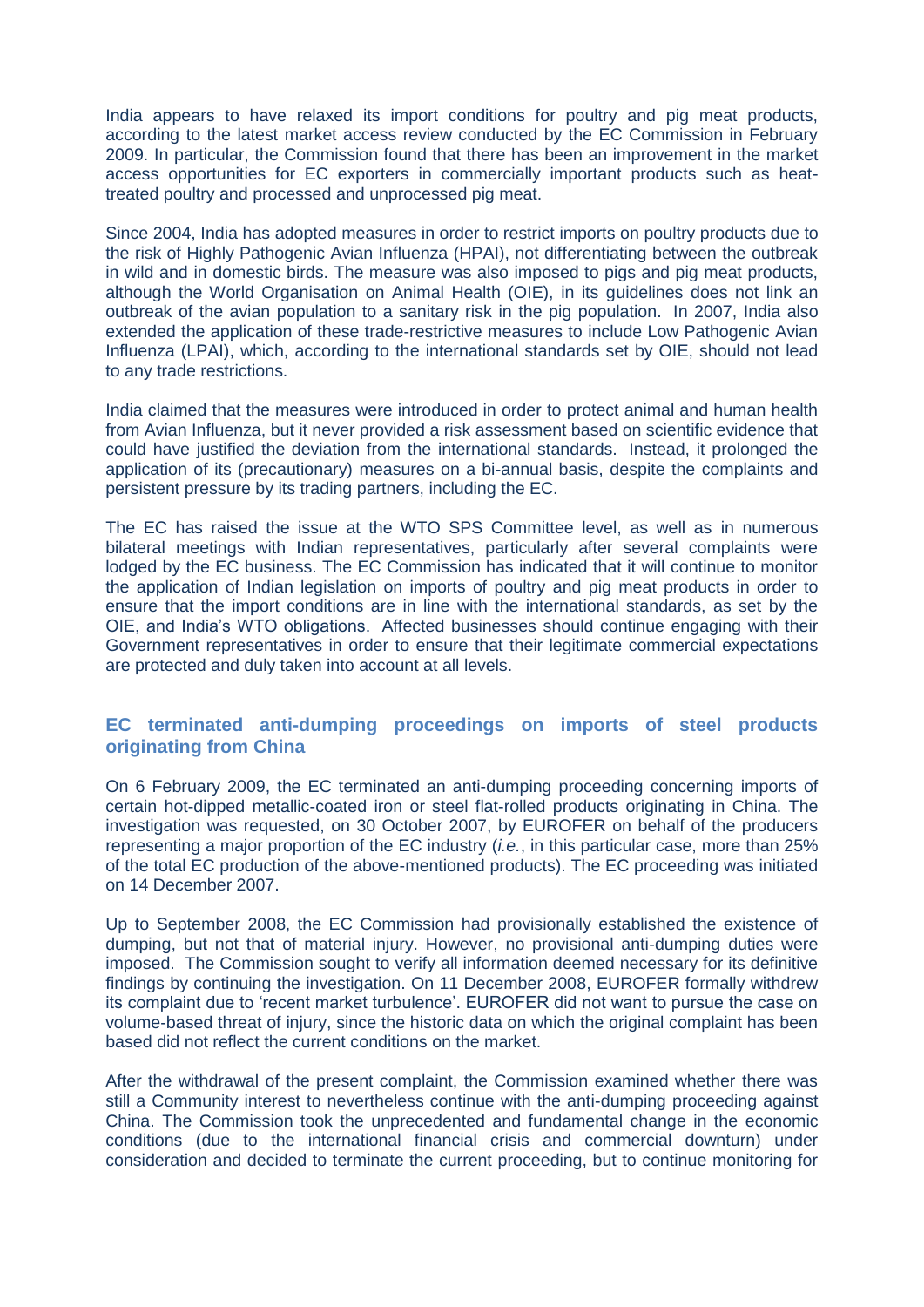India appears to have relaxed its import conditions for poultry and pig meat products, according to the latest market access review conducted by the EC Commission in February 2009. In particular, the Commission found that there has been an improvement in the market access opportunities for EC exporters in commercially important products such as heat-treated poultry and processed and unprocessed pig meat.

Since 2004, India has adopted measures in order to restrict imports on poultry products due to the risk of Highly Pathogenic Avian Influenza (HPAI), not differentiating between the outbreak in wild and in domestic birds. The measure was also imposed to pigs and pig meat products, although the World Organisation on Animal Health (OIE), in its guidelines does not link an outbreak of the avian population to a sanitary risk in the pig population. In 2007, India also extended the application of these trade-restrictive measures to include Low Pathogenic Avian Influenza (LPAI), which, according to the international standards set by OIE, should not lead to any trade restrictions.

India claimed that the measures were introduced in order to protect animal and human health from Avian Influenza, but it never provided a risk assessment based on scientific evidence that could have justified the deviation from the international standards. Instead, it prolonged the application of its (precautionary) measures on a bi-annual basis, despite the complaints and persistent pressure by its trading partners, including the EC.

The EC has raised the issue at the WTO SPS Committee level, as well as in numerous bilateral meetings with Indian representatives, particularly after several complaints were lodged by the EC business. The EC Commission has indicated that it will continue to monitor the application of Indian legislation on imports of poultry and pig meat products in order to ensure that the import conditions are in line with the international standards, as set by the OIE, and India's WTO obligations. Affected businesses should continue engaging with their Government representatives in order to ensure that their legitimate commercial expectations are protected and duly taken into account at all levels.

## EC terminated anti-dumping proceedings on imports of steel products originating from China

On 6 February 2009, the EC terminated an anti-dumping proceeding concerning imports of certain hot-dipped metallic-coated iron or steel flat-rolled products originating in China. The investigation was requested, on 30 October 2007, by EUROFER on behalf of the producers representing a major proportion of the EC industry (*i.e.*, in this particular case, more than 25% of the total EC production of the above-mentioned products). The EC proceeding was initiated on 14 December 2007.

Up to September 2008, the EC Commission had provisionally established the existence of dumping, but not that of material injury. However, no provisional anti-dumping duties were imposed. The Commission sought to verify all information deemed necessary for its definitive findings by continuing the investigation. On 11 December 2008, EUROFER formally withdrew its complaint due to 'recent market turbulence'. EUROFER did not want to pursue the case on volume-based threat of injury, since the historic data on which the original complaint has been based did not reflect the current conditions on the market.

After the withdrawal of the present complaint, the Commission examined whether there was still a Community interest to nevertheless continue with the anti-dumping proceeding against China. The Commission took the unprecedented and fundamental change in the economic conditions (due to the international financial crisis and commercial downturn) under consideration and decided to terminate the current proceeding, but to continue monitoring for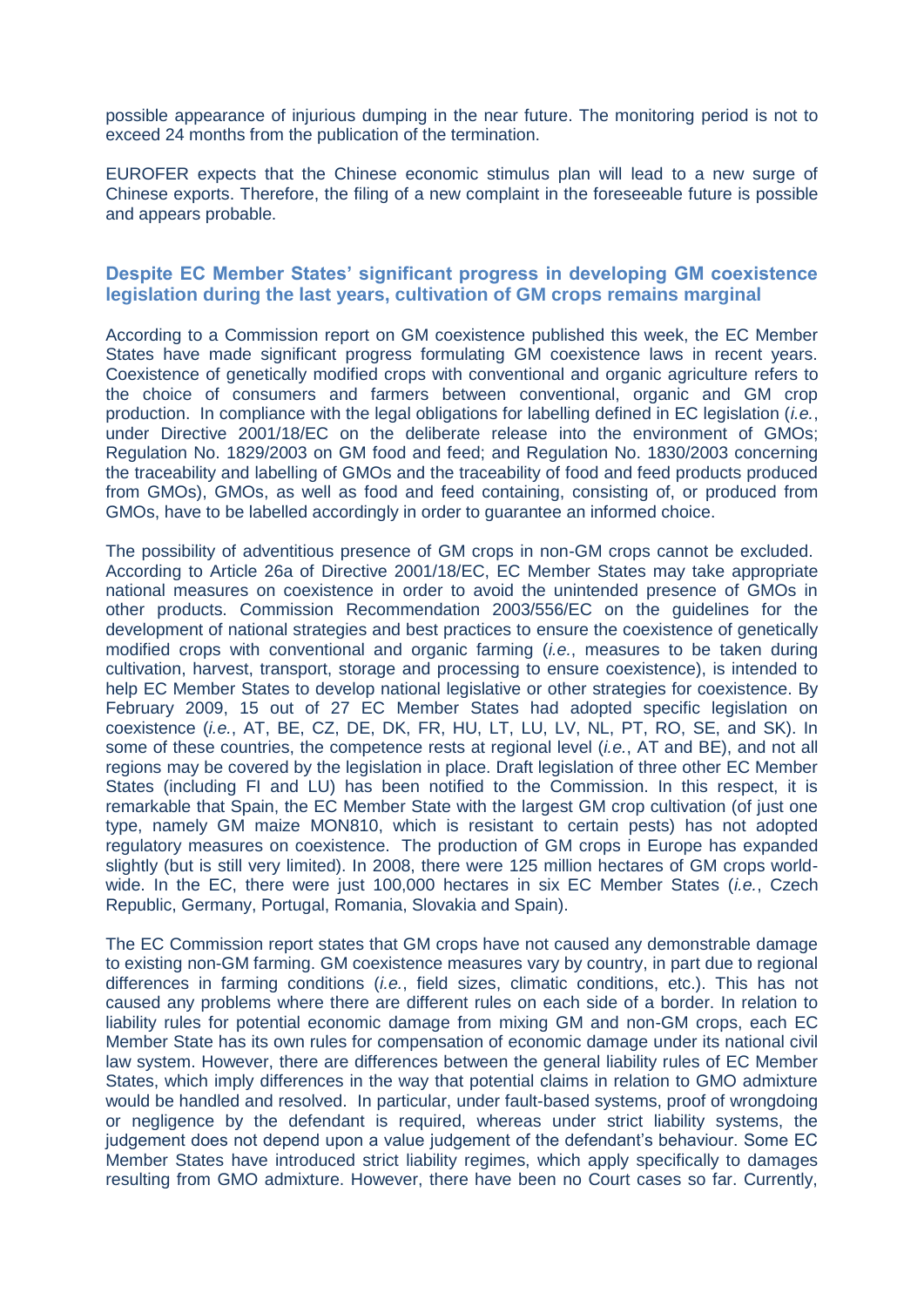possible appearance of injurious dumping in the near future. The monitoring period is not to exceed 24 months from the publication of the termination.

EUROFER expects that the Chinese economic stimulus plan will lead to a new surge of Chinese exports. Therefore, the filing of a new complaint in the foreseeable future is possible and appears probable.

## Despite EC Member States' significant progress in developing GM coexistence legislation during the last years, cultivation of GM crops remains marginal

According to a Commission report on GM coexistence published this week, the EC Member States have made significant progress formulating GM coexistence laws in recent years. Coexistence of genetically modified crops with conventional and organic agriculture refers to the choice of consumers and farmers between conventional, organic and GM crop production. In compliance with the legal obligations for labelling defined in EC legislation (*i.e.*, under Directive 2001/18/EC on the deliberate release into the environment of GMOs; Regulation No. 1829/2003 on GM food and feed; and Regulation No. 1830/2003 concerning the traceability and labelling of GMOs and the traceability of food and feed products produced from GMOs), GMOs, as well as food and feed containing, consisting of, or produced from GMOs, have to be labelled accordingly in order to guarantee an informed choice.

The possibility of adventitious presence of GM crops in non-GM crops cannot be excluded. According to Article 26a of Directive 2001/18/EC, EC Member States may take appropriate national measures on coexistence in order to avoid the unintended presence of GMOs in other products. Commission Recommendation 2003/556/EC on the guidelines for the development of national strategies and best practices to ensure the coexistence of genetically modified crops with conventional and organic farming (*i.e.*, measures to be taken during cultivation, harvest, transport, storage and processing to ensure coexistence), is intended to help EC Member States to develop national legislative or other strategies for coexistence. By February 2009, 15 out of 27 EC Member States had adopted specific legislation on coexistence (*i.e.*, AT, BE, CZ, DE, DK, FR, HU, LT, LU, LV, NL, PT, RO, SE, and SK). In some of these countries, the competence rests at regional level (*i.e.*, AT and BE), and not all regions may be covered by the legislation in place. Draft legislation of three other EC Member States (including FI and LU) has been notified to the Commission. In this respect, it is remarkable that Spain, the EC Member State with the largest GM crop cultivation (of just one type, namely GM maize MON810, which is resistant to certain pests) has not adopted regulatory measures on coexistence. The production of GM crops in Europe has expanded slightly (but is still very limited). In 2008, there were 125 million hectares of GM crops world-wide. In the EC, there were just 100,000 hectares in six EC Member States (*i.e.*, Czech Republic, Germany, Portugal, Romania, Slovakia and Spain).

The EC Commission report states that GM crops have not caused any demonstrable damage to existing non-GM farming. GM coexistence measures vary by country, in part due to regional differences in farming conditions (*i.e.*, field sizes, climatic conditions, etc.). This has not caused any problems where there are different rules on each side of a border. In relation to liability rules for potential economic damage from mixing GM and non-GM crops, each EC Member State has its own rules for compensation of economic damage under its national civil law system. However, there are differences between the general liability rules of EC Member States, which imply differences in the way that potential claims in relation to GMO admixture would be handled and resolved. In particular, under fault-based systems, proof of wrongdoing or negligence by the defendant is required, whereas under strict liability systems, the judgement does not depend upon a value judgement of the defendant's behaviour. Some EC Member States have introduced strict liability regimes, which apply specifically to damages resulting from GMO admixture. However, there have been no Court cases so far. Currently,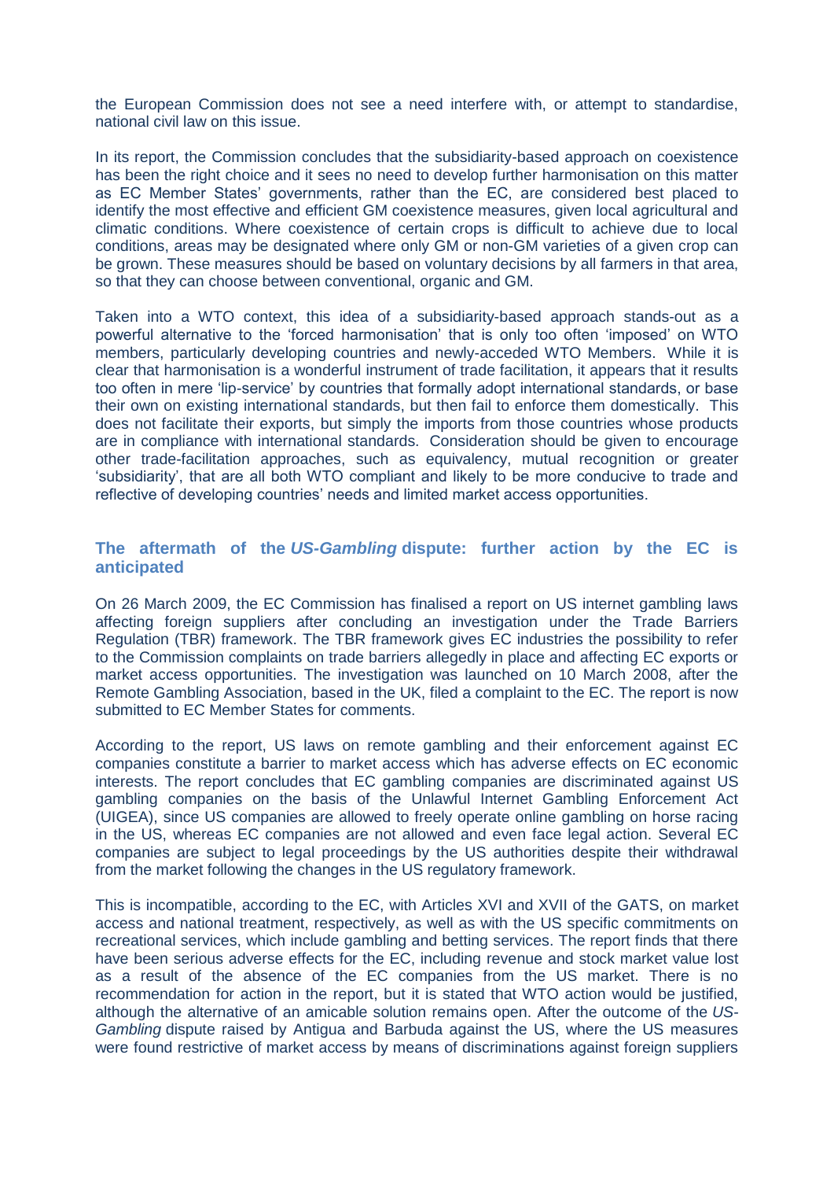the European Commission does not see a need interfere with, or attempt to standardise, national civil law on this issue.

In its report, the Commission concludes that the subsidiarity-based approach on coexistence has been the right choice and it sees no need to develop further harmonisation on this matter as EC Member States' governments, rather than the EC, are considered best placed to identify the most effective and efficient GM coexistence measures, given local agricultural and climatic conditions. Where coexistence of certain crops is difficult to achieve due to local conditions, areas may be designated where only GM or non-GM varieties of a given crop can be grown. These measures should be based on voluntary decisions by all farmers in that area, so that they can choose between conventional, organic and GM.

Taken into a WTO context, this idea of a subsidiarity-based approach stands-out as a powerful alternative to the 'forced harmonisation' that is only too often 'imposed' on WTO members, particularly developing countries and newly-acceded WTO Members. While it is clear that harmonisation is a wonderful instrument of trade facilitation, it appears that it results too often in mere 'lip-service' by countries that formally adopt international standards, or base their own on existing international standards, but then fail to enforce them domestically. This does not facilitate their exports, but simply the imports from those countries whose products are in compliance with international standards. Consideration should be given to encourage other trade-facilitation approaches, such as equivalency, mutual recognition or greater 'subsidiarity', that are all both WTO compliant and likely to be more conducive to trade and reflective of developing countries' needs and limited market access opportunities.

## The aftermath of the *US-Gambling* dispute: further action by the EC is anticipated

On 26 March 2009, the EC Commission has finalised a report on US internet gambling laws affecting foreign suppliers after concluding an investigation under the Trade Barriers Regulation (TBR) framework. The TBR framework gives EC industries the possibility to refer to the Commission complaints on trade barriers allegedly in place and affecting EC exports or market access opportunities. The investigation was launched on 10 March 2008, after the Remote Gambling Association, based in the UK, filed a complaint to the EC. The report is now submitted to EC Member States for comments.

According to the report, US laws on remote gambling and their enforcement against EC companies constitute a barrier to market access which has adverse effects on EC economic interests. The report concludes that EC gambling companies are discriminated against US gambling companies on the basis of the Unlawful Internet Gambling Enforcement Act (UIGEA), since US companies are allowed to freely operate online gambling on horse racing in the US, whereas EC companies are not allowed and even face legal action. Several EC companies are subject to legal proceedings by the US authorities despite their withdrawal from the market following the changes in the US regulatory framework.

This is incompatible, according to the EC, with Articles XVI and XVII of the GATS, on market access and national treatment, respectively, as well as with the US specific commitments on recreational services, which include gambling and betting services. The report finds that there have been serious adverse effects for the EC, including revenue and stock market value lost as a result of the absence of the EC companies from the US market. There is no recommendation for action in the report, but it is stated that WTO action would be justified, although the alternative of an amicable solution remains open. After the outcome of the *US-Gambling* dispute raised by Antigua and Barbuda against the US, where the US measures were found restrictive of market access by means of discriminations against foreign suppliers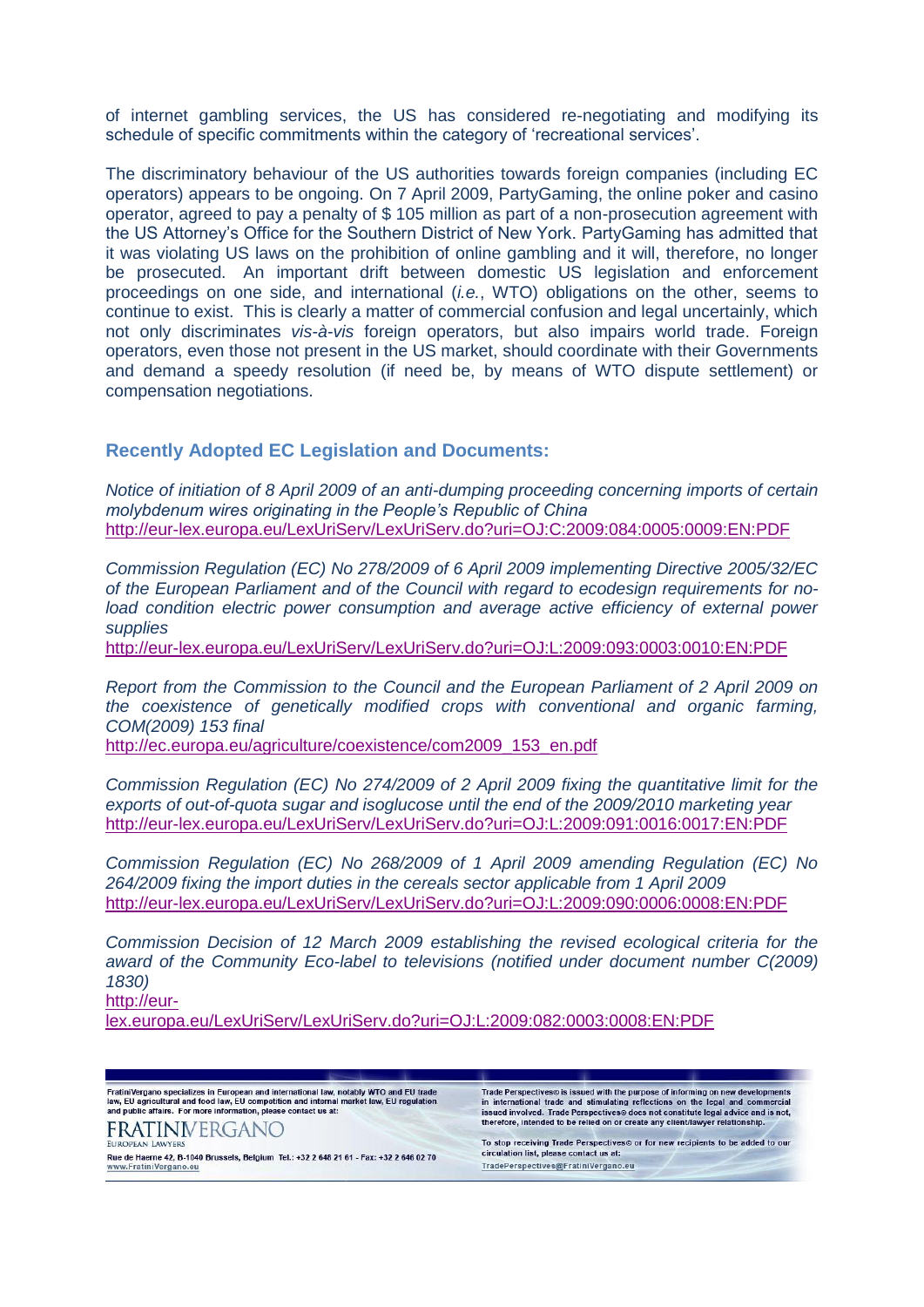of internet gambling services, the US has considered re-negotiating and modifying its schedule of specific commitments within the category of 'recreational services'.

The discriminatory behaviour of the US authorities towards foreign companies (including EC operators) appears to be ongoing. On 7 April 2009, PartyGaming, the online poker and casino operator, agreed to pay a penalty of $ 105 million as part of a non-prosecution agreement with the US Attorney's Office for the Southern District of New York. PartyGaming has admitted that it was violating US laws on the prohibition of online gambling and it will, therefore, no longer be prosecuted. An important drift between domestic US legislation and enforcement proceedings on one side, and international (*i.e.*, WTO) obligations on the other, seems to continue to exist. This is clearly a matter of commercial confusion and legal uncertainly, which not only discriminates *vis-à-vis* foreign operators, but also impairs world trade. Foreign operators, even those not present in the US market, should coordinate with their Governments and demand a speedy resolution (if need be, by means of WTO dispute settlement) or compensation negotiations.

## Recently Adopted EC Legislation and Documents:

*Notice of initiation of 8 April 2009 of an anti-dumping proceeding concerning imports of certain molybdenum wires originating in the People's Republic of China*
http://eur-lex.europa.eu/LexUriServ/LexUriServ.do?uri=OJ:C:2009:084:0005:0009:EN:PDF

*Commission Regulation (EC) No 278/2009 of 6 April 2009 implementing Directive 2005/32/EC of the European Parliament and of the Council with regard to ecodesign requirements for no-load condition electric power consumption and average active efficiency of external power supplies*
http://eur-lex.europa.eu/LexUriServ/LexUriServ.do?uri=OJ:L:2009:093:0003:0010:EN:PDF

*Report from the Commission to the Council and the European Parliament of 2 April 2009 on the coexistence of genetically modified crops with conventional and organic farming, COM(2009) 153 final*
http://ec.europa.eu/agriculture/coexistence/com2009_153_en.pdf

*Commission Regulation (EC) No 274/2009 of 2 April 2009 fixing the quantitative limit for the exports of out-of-quota sugar and isoglucose until the end of the 2009/2010 marketing year*
http://eur-lex.europa.eu/LexUriServ/LexUriServ.do?uri=OJ:L:2009:091:0016:0017:EN:PDF

*Commission Regulation (EC) No 268/2009 of 1 April 2009 amending Regulation (EC) No 264/2009 fixing the import duties in the cereals sector applicable from 1 April 2009*
http://eur-lex.europa.eu/LexUriServ/LexUriServ.do?uri=OJ:L:2009:090:0006:0008:EN:PDF

*Commission Decision of 12 March 2009 establishing the revised ecological criteria for the award of the Community Eco-label to televisions (notified under document number C(2009) 1830)*
http://eur-lex.europa.eu/LexUriServ/LexUriServ.do?uri=OJ:L:2009:082:0003:0008:EN:PDF

FratiniVergano specializes in European and international law, notably WTO and EU trade law, EU agricultural and food law, EU competition and internal market law, EU regulation and public affairs. For more information, please contact us at:

FRATINIVERGANO
EUROPEAN LAWYERS
Rue de Haerne 42, B-1040 Brussels, Belgium Tel.: +32 2 648 21 61 - Fax: +32 2 646 02 70
www.FratiniVergano.eu

Trade Perspectives© is issued with the purpose of informing on new developments in international trade and stimulating reflections on the legal and commercial issued involved. Trade Perspectives© does not constitute legal advice and is not, therefore, intended to be relied on or create any client/lawyer relationship.

To stop receiving Trade Perspectives© or for new recipients to be added to our circulation list, please contact us at:
TradePerspectives@FratiniVergano.eu